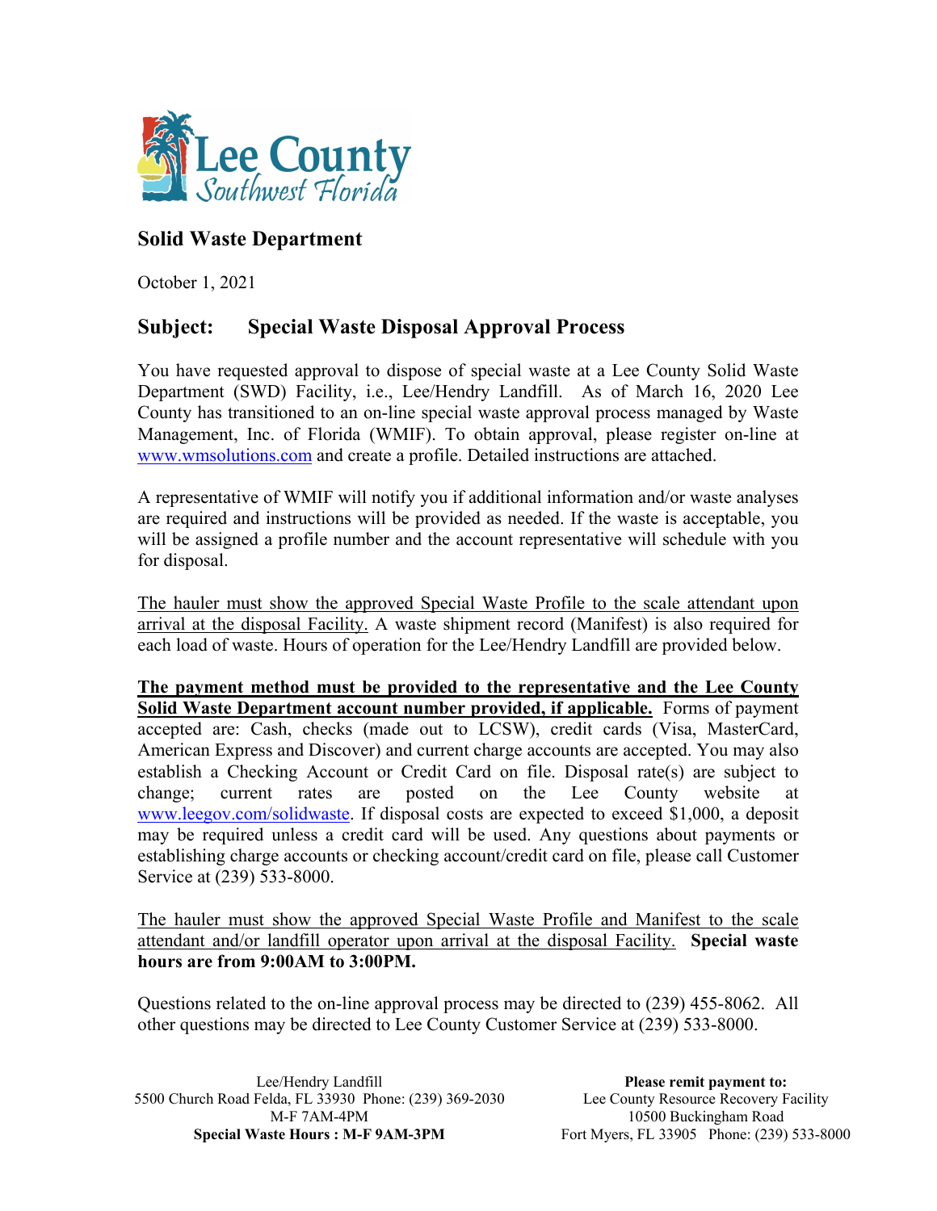Lee County
Southwest Florida

## Solid Waste Department

October 1, 2021

## Subject: Special Waste Disposal Approval Process

You have requested approval to dispose of special waste at a Lee County Solid Waste Department (SWD) Facility, i.e., Lee/Hendry Landfill. As of March 16, 2020 Lee County has transitioned to an on-line special waste approval process managed by Waste Management, Inc. of Florida (WMIF). To obtain approval, please register on-line at www.wmsolutions.com and create a profile. Detailed instructions are attached.

A representative of WMIF will notify you if additional information and/or waste analyses are required and instructions will be provided as needed. If the waste is acceptable, you will be assigned a profile number and the account representative will schedule with you for disposal.

The hauler must show the approved Special Waste Profile to the scale attendant upon arrival at the disposal Facility. A waste shipment record (Manifest) is also required for each load of waste. Hours of operation for the Lee/Hendry Landfill are provided below.

**The payment method must be provided to the representative and the Lee County Solid Waste Department account number provided, if applicable.** Forms of payment accepted are: Cash, checks (made out to LCSW), credit cards (Visa, MasterCard, American Express and Discover) and current charge accounts are accepted. You may also establish a Checking Account or Credit Card on file. Disposal rate(s) are subject to change; current rates are posted on the Lee County website at www.leegov.com/solidwaste. If disposal costs are expected to exceed $1,000, a deposit may be required unless a credit card will be used. Any questions about payments or establishing charge accounts or checking account/credit card on file, please call Customer Service at (239) 533-8000.

The hauler must show the approved Special Waste Profile and Manifest to the scale attendant and/or landfill operator upon arrival at the disposal Facility. **Special waste hours are from 9:00AM to 3:00PM.**

Questions related to the on-line approval process may be directed to (239) 455-8062. All other questions may be directed to Lee County Customer Service at (239) 533-8000.

Lee/Hendry Landfill
5500 Church Road Felda, FL 33930 Phone: (239) 369-2030
M-F 7AM-4PM
**Special Waste Hours : M-F 9AM-3PM**

**Please remit payment to:**
Lee County Resource Recovery Facility
10500 Buckingham Road
Fort Myers, FL 33905 Phone: (239) 533-8000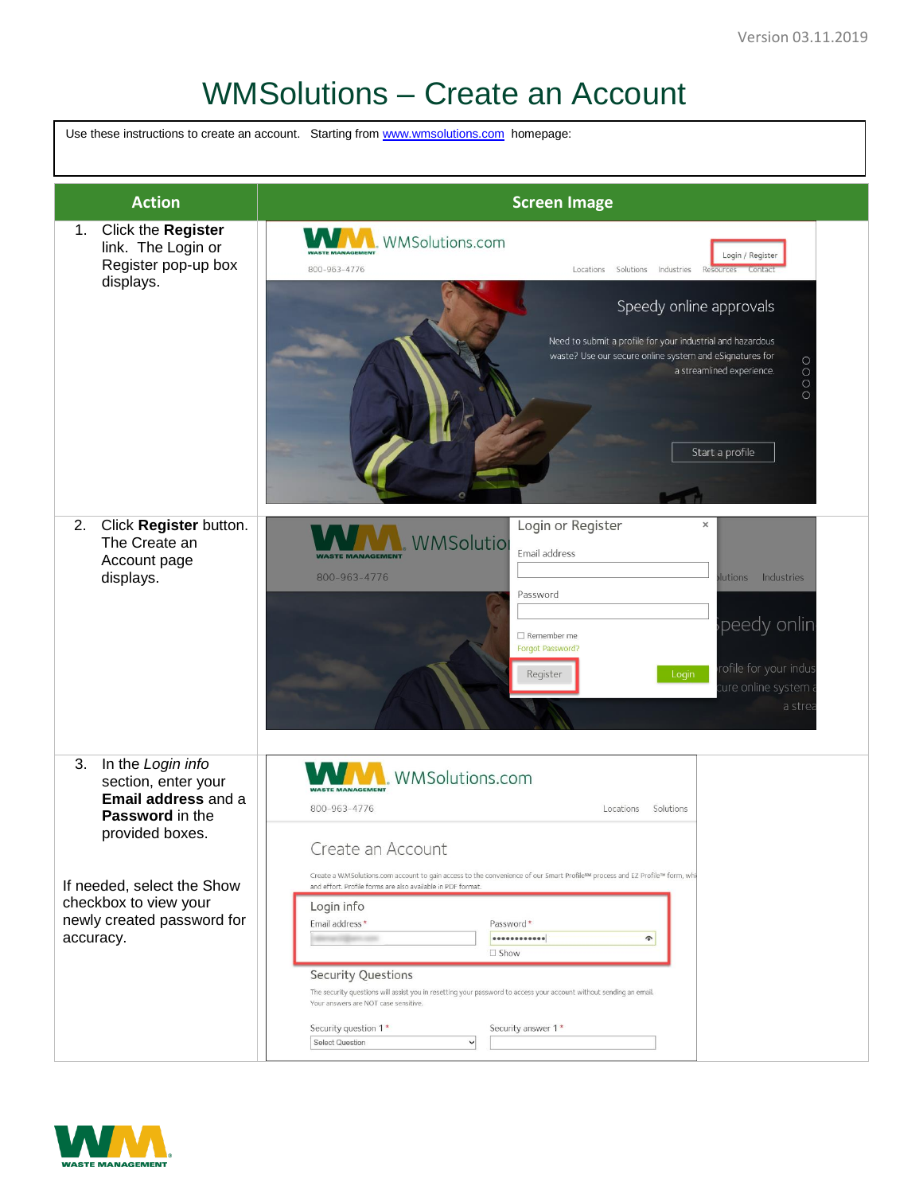Version 03.11.2019

# WMSolutions – Create an Account

Use these instructions to create an account. Starting from www.wmsolutions.com homepage:

| Action | Screen Image |
|---|---|
| 1. Click the **Register** link. The Login or Register pop-up box displays. | |
| 2. Click **Register** button. The Create an Account page displays. | |
| 3. In the *Login info* section, enter your **Email address** and a **Password** in the provided boxes.<br><br>If needed, select the Show checkbox to view your newly created password for accuracy. | |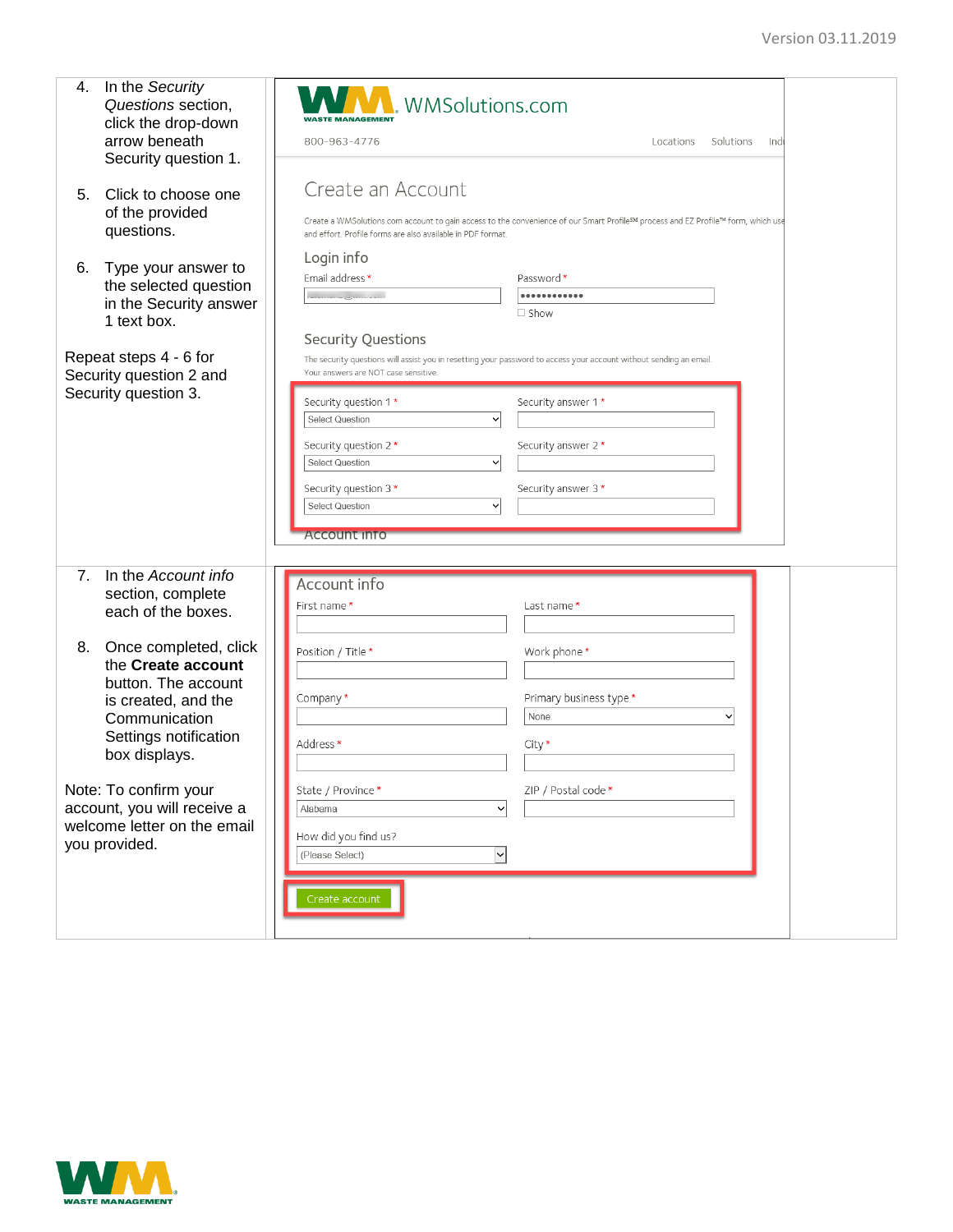4. In the *Security Questions* section, click the drop-down arrow beneath Security question 1.

5. Click to choose one of the provided questions.

6. Type your answer to the selected question in the Security answer 1 text box.

Repeat steps 4 - 6 for Security question 2 and Security question 3.

WMSolutions.com

800-963-4776 Locations Solutions Ind

## Create an Account

Create a WMSolutions.com account to gain access to the convenience of our Smart Profile℠ process and EZ Profile™ form, which use and effort. Profile forms are also available in PDF format.

### Login info

Email address *

Password *

Show

### Security Questions

The security questions will assist you in resetting your password to access your account without sending an email. Your answers are NOT case sensitive.

Security question 1 * Select Question

Security answer 1 *

Security question 2 * Select Question

Security answer 2 *

Security question 3 * Select Question

Security answer 3 *

7. In the *Account info* section, complete each of the boxes.

8. Once completed, click the **Create account** button. The account is created, and the Communication Settings notification box displays.

Note: To confirm your account, you will receive a welcome letter on the email you provided.

### Account info

First name *

Last name *

Position / Title *

Work phone *

Company *

Primary business type * None

Address *

City *

State / Province * Alabama

ZIP / Postal code *

How did you find us? (Please Select)

Create account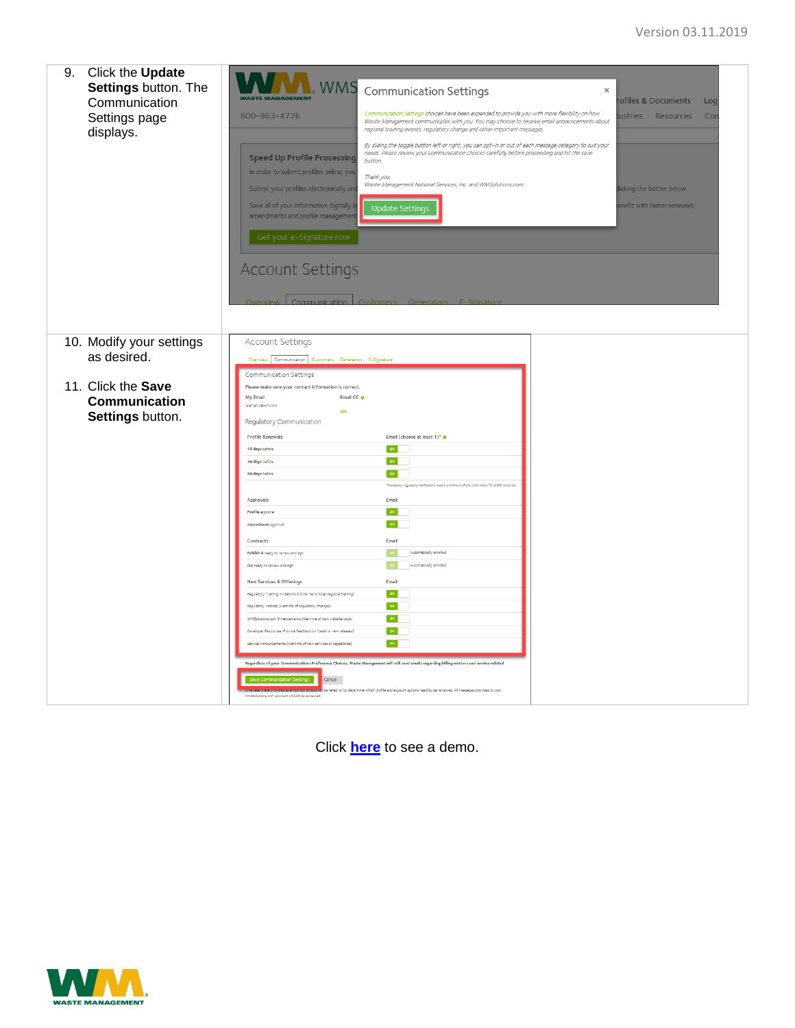| | |
|---|---|
| 9. Click the **Update Settings** button. The Communication Settings page displays. | |
| 10. Modify your settings as desired.<br><br>11. Click the **Save Communication Settings** button. | |

Click **here** to see a demo.